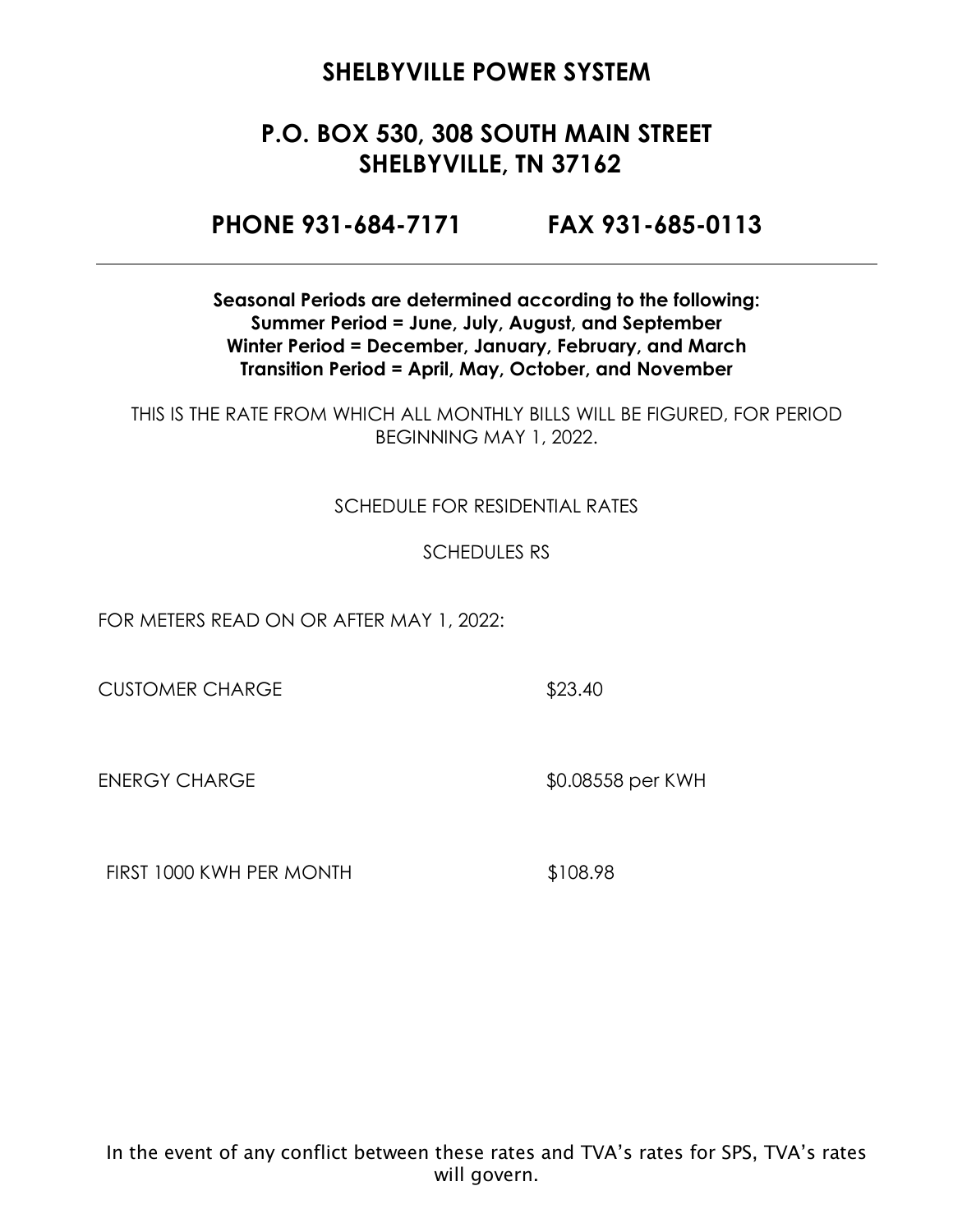# SHELBYVILLE POWER SYSTEM

## P.O. BOX 530, 308 SOUTH MAIN STREET SHELBYVILLE, TN 37162

## PHONE 931-684-7171 FAX 931-685-0113

---

**Seasonal Periods are determined according to the following:**
**Summer Period = June, July, August, and September**
**Winter Period = December, January, February, and March**
**Transition Period = April, May, October, and November**

THIS IS THE RATE FROM WHICH ALL MONTHLY BILLS WILL BE FIGURED, FOR PERIOD BEGINNING MAY 1, 2022.

SCHEDULE FOR RESIDENTIAL RATES

SCHEDULES RS

FOR METERS READ ON OR AFTER MAY 1, 2022:

| | |
|---|---|
| CUSTOMER CHARGE | $23.40 |
| ENERGY CHARGE | $0.08558 per KWH |
| FIRST 1000 KWH PER MONTH | $108.98 |

In the event of any conflict between these rates and TVA's rates for SPS, TVA's rates will govern.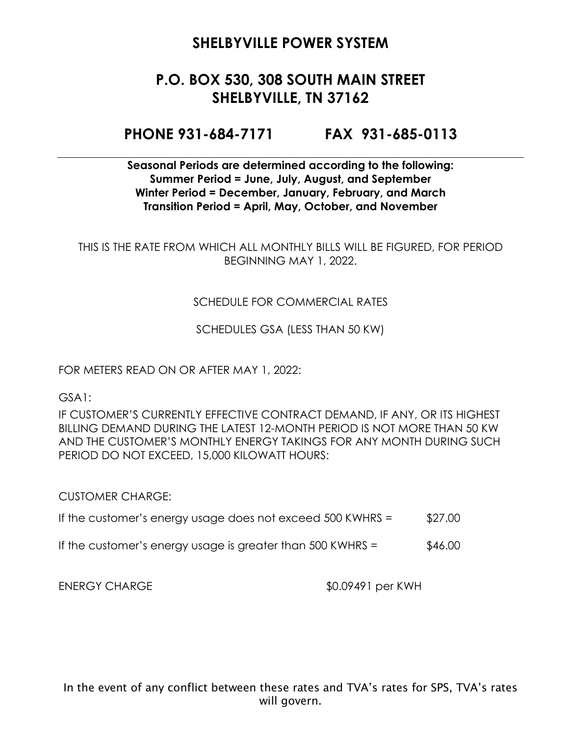# SHELBYVILLE POWER SYSTEM

## P.O. BOX 530, 308 SOUTH MAIN STREET
## SHELBYVILLE, TN 37162

## PHONE 931-684-7171 FAX 931-685-0113

**Seasonal Periods are determined according to the following:**
**Summer Period = June, July, August, and September**
**Winter Period = December, January, February, and March**
**Transition Period = April, May, October, and November**

THIS IS THE RATE FROM WHICH ALL MONTHLY BILLS WILL BE FIGURED, FOR PERIOD BEGINNING MAY 1, 2022.

SCHEDULE FOR COMMERCIAL RATES

SCHEDULES GSA (LESS THAN 50 KW)

FOR METERS READ ON OR AFTER MAY 1, 2022:

GSA1:

IF CUSTOMER'S CURRENTLY EFFECTIVE CONTRACT DEMAND, IF ANY, OR ITS HIGHEST BILLING DEMAND DURING THE LATEST 12-MONTH PERIOD IS NOT MORE THAN 50 KW AND THE CUSTOMER'S MONTHLY ENERGY TAKINGS FOR ANY MONTH DURING SUCH PERIOD DO NOT EXCEED, 15,000 KILOWATT HOURS:

CUSTOMER CHARGE:

If the customer's energy usage does not exceed 500 KWHRS = $27.00

If the customer's energy usage is greater than 500 KWHRS = $46.00

ENERGY CHARGE $0.09491 per KWH

In the event of any conflict between these rates and TVA's rates for SPS, TVA's rates will govern.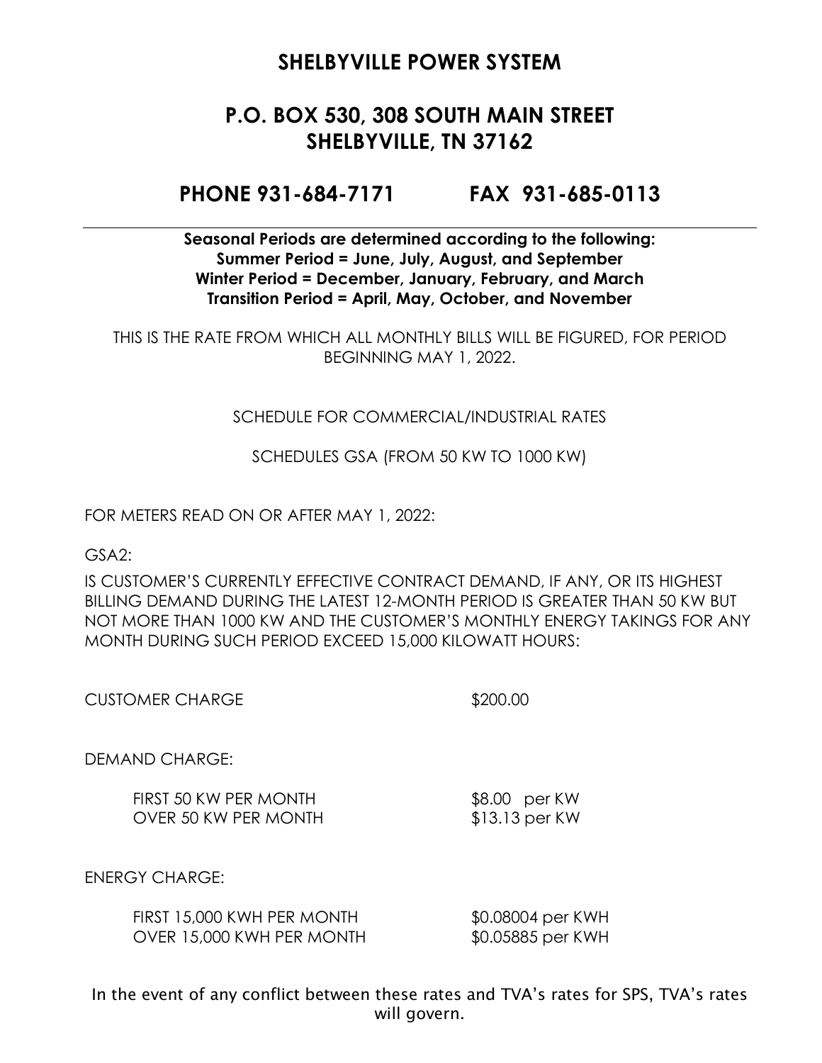# SHELBYVILLE POWER SYSTEM

## P.O. BOX 530, 308 SOUTH MAIN STREET
## SHELBYVILLE, TN 37162

## PHONE 931-684-7171 FAX 931-685-0113

---

**Seasonal Periods are determined according to the following:**
**Summer Period = June, July, August, and September**
**Winter Period = December, January, February, and March**
**Transition Period = April, May, October, and November**

THIS IS THE RATE FROM WHICH ALL MONTHLY BILLS WILL BE FIGURED, FOR PERIOD BEGINNING MAY 1, 2022.

SCHEDULE FOR COMMERCIAL/INDUSTRIAL RATES

SCHEDULES GSA (FROM 50 KW TO 1000 KW)

FOR METERS READ ON OR AFTER MAY 1, 2022:

GSA2:

IS CUSTOMER'S CURRENTLY EFFECTIVE CONTRACT DEMAND, IF ANY, OR ITS HIGHEST BILLING DEMAND DURING THE LATEST 12-MONTH PERIOD IS GREATER THAN 50 KW BUT NOT MORE THAN 1000 KW AND THE CUSTOMER'S MONTHLY ENERGY TAKINGS FOR ANY MONTH DURING SUCH PERIOD EXCEED 15,000 KILOWATT HOURS:

CUSTOMER CHARGE $200.00

DEMAND CHARGE:

| | |
|---|---|
| FIRST 50 KW PER MONTH | $8.00 per KW |
| OVER 50 KW PER MONTH | $13.13 per KW |

ENERGY CHARGE:

| | |
|---|---|
| FIRST 15,000 KWH PER MONTH | $0.08004 per KWH |
| OVER 15,000 KWH PER MONTH | $0.05885 per KWH |

In the event of any conflict between these rates and TVA's rates for SPS, TVA's rates will govern.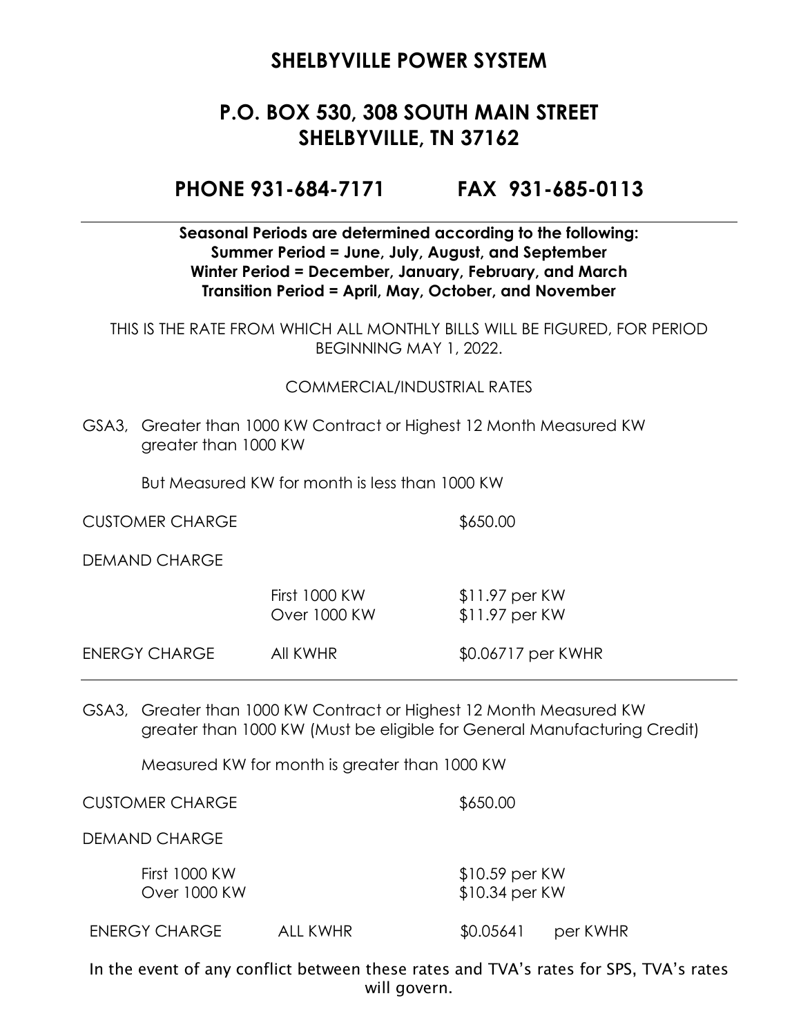# SHELBYVILLE POWER SYSTEM

## P.O. BOX 530, 308 SOUTH MAIN STREET
## SHELBYVILLE, TN 37162

## PHONE 931-684-7171 FAX 931-685-0113

---

**Seasonal Periods are determined according to the following:**
**Summer Period = June, July, August, and September**
**Winter Period = December, January, February, and March**
**Transition Period = April, May, October, and November**

THIS IS THE RATE FROM WHICH ALL MONTHLY BILLS WILL BE FIGURED, FOR PERIOD BEGINNING MAY 1, 2022.

COMMERCIAL/INDUSTRIAL RATES

GSA3, Greater than 1000 KW Contract or Highest 12 Month Measured KW greater than 1000 KW

But Measured KW for month is less than 1000 KW

| | | |
|---|---|---|
| CUSTOMER CHARGE | | $650.00 |
| DEMAND CHARGE | | |
| | First 1000 KW | $11.97 per KW |
| | Over 1000 KW | $11.97 per KW |
| ENERGY CHARGE | All KWHR | $0.06717 per KWHR |

---

GSA3, Greater than 1000 KW Contract or Highest 12 Month Measured KW greater than 1000 KW (Must be eligible for General Manufacturing Credit)

Measured KW for month is greater than 1000 KW

| | | |
|---|---|---|
| CUSTOMER CHARGE | | $650.00 |
| DEMAND CHARGE | | |
| First 1000 KW | | $10.59 per KW |
| Over 1000 KW | | $10.34 per KW |
| ENERGY CHARGE | ALL KWHR | $0.05641 per KWHR |

In the event of any conflict between these rates and TVA's rates for SPS, TVA's rates will govern.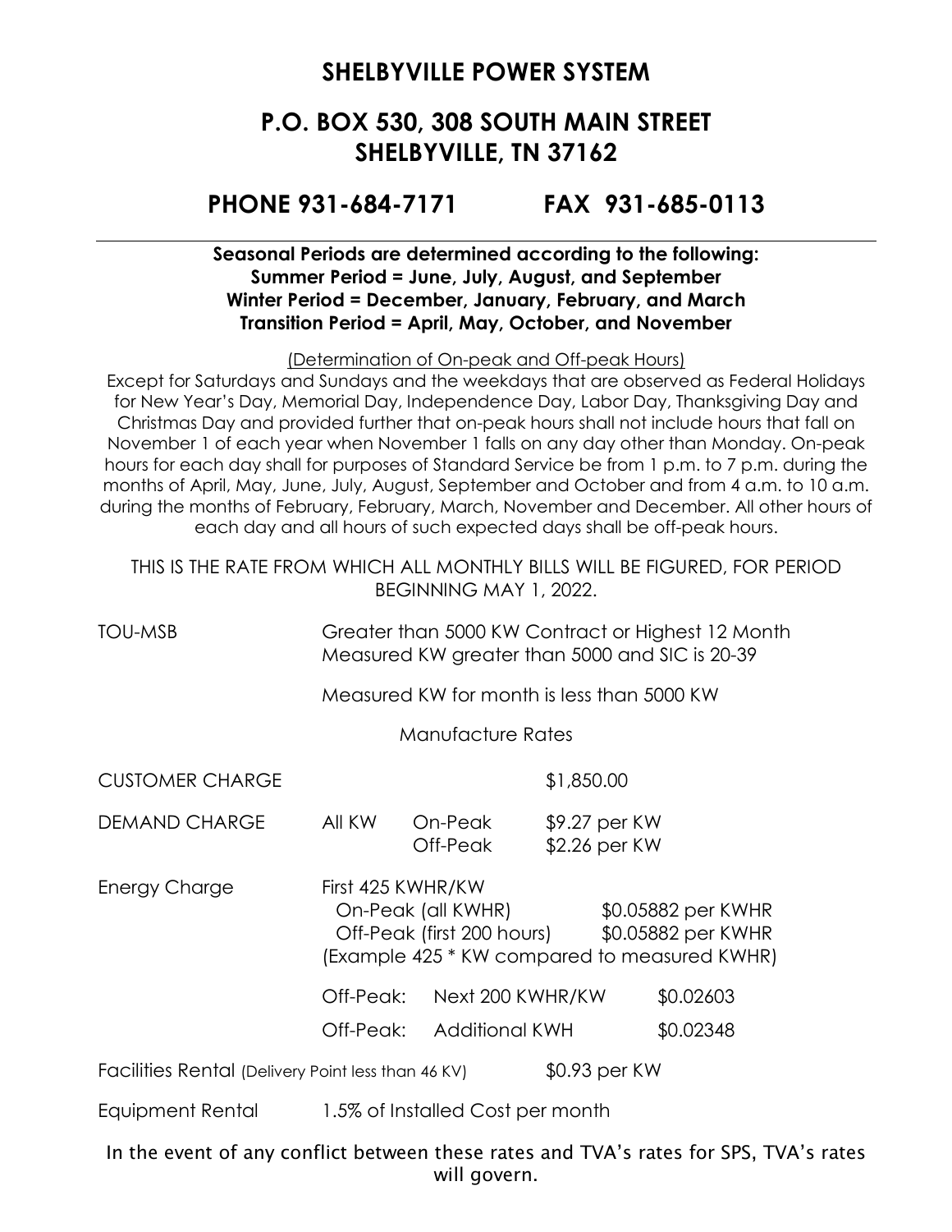## SHELBYVILLE POWER SYSTEM

## P.O. BOX 530, 308 SOUTH MAIN STREET
## SHELBYVILLE, TN 37162

## PHONE 931-684-7171 FAX 931-685-0113

---

**Seasonal Periods are determined according to the following:**
**Summer Period = June, July, August, and September**
**Winter Period = December, January, February, and March**
**Transition Period = April, May, October, and November**

(Determination of On-peak and Off-peak Hours)

Except for Saturdays and Sundays and the weekdays that are observed as Federal Holidays for New Year's Day, Memorial Day, Independence Day, Labor Day, Thanksgiving Day and Christmas Day and provided further that on-peak hours shall not include hours that fall on November 1 of each year when November 1 falls on any day other than Monday. On-peak hours for each day shall for purposes of Standard Service be from 1 p.m. to 7 p.m. during the months of April, May, June, July, August, September and October and from 4 a.m. to 10 a.m. during the months of February, February, March, November and December. All other hours of each day and all hours of such expected days shall be off-peak hours.

THIS IS THE RATE FROM WHICH ALL MONTHLY BILLS WILL BE FIGURED, FOR PERIOD BEGINNING MAY 1, 2022.

TOU-MSB Greater than 5000 KW Contract or Highest 12 Month Measured KW greater than 5000 and SIC is 20-39

Measured KW for month is less than 5000 KW

Manufacture Rates

| | | | | |
|---|---|---|---|---|
| CUSTOMER CHARGE | | | $1,850.00 | |
| DEMAND CHARGE | All KW | On-Peak | $9.27 per KW | |
| | | Off-Peak | $2.26 per KW | |
| Energy Charge | First 425 KWHR/KW | | | |
| | On-Peak (all KWHR) | | | $0.05882 per KWHR |
| | Off-Peak (first 200 hours) | | | $0.05882 per KWHR |
| | (Example 425 * KW compared to measured KWHR) | | | |
| | Off-Peak: | Next 200 KWHR/KW | | $0.02603 |
| | Off-Peak: | Additional KWH | | $0.02348 |
| Facilities Rental (Delivery Point less than 46 KV) | | | $0.93 per KW | |
| Equipment Rental | 1.5% of Installed Cost per month | | | |

In the event of any conflict between these rates and TVA's rates for SPS, TVA's rates will govern.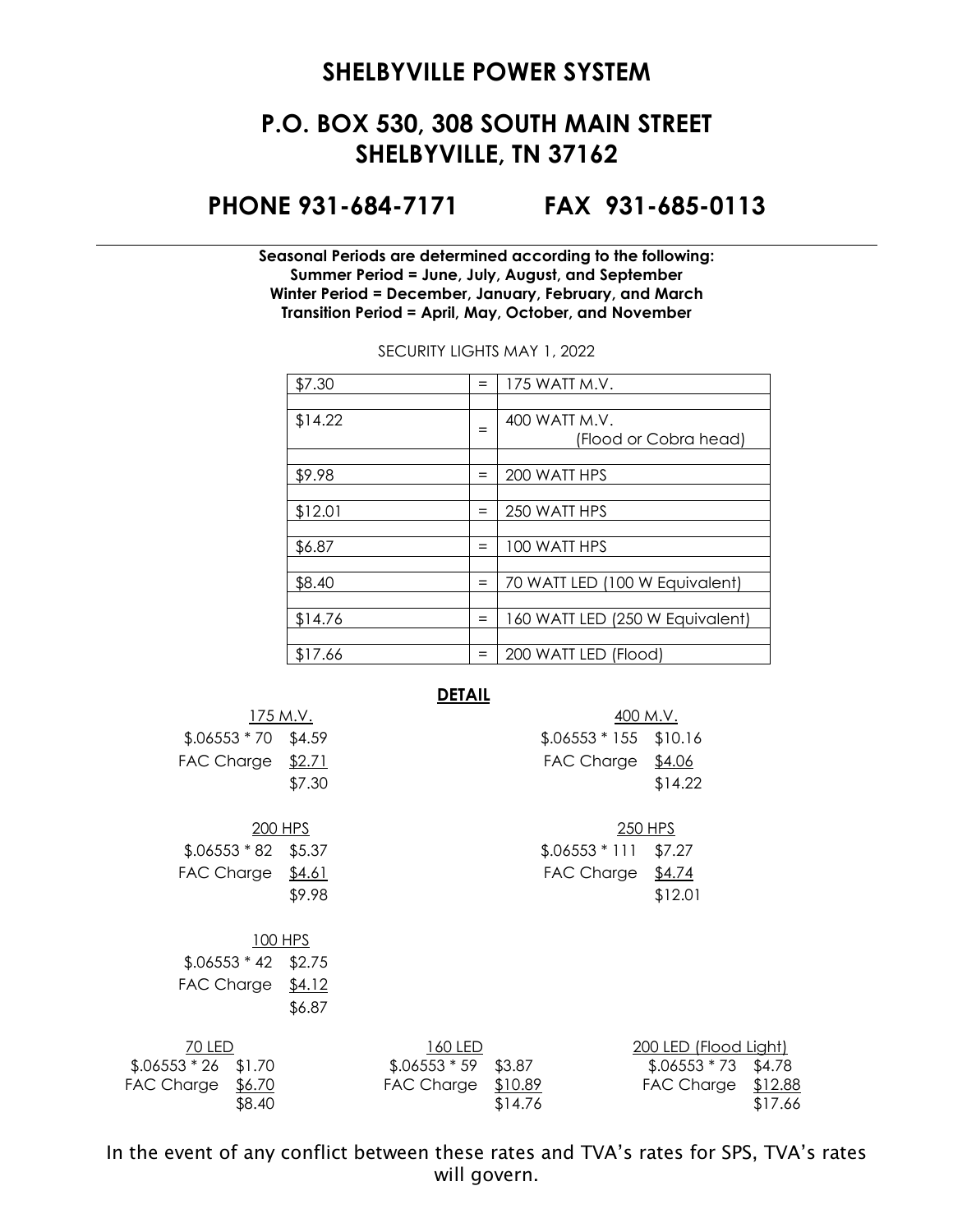# SHELBYVILLE POWER SYSTEM

## P.O. BOX 530, 308 SOUTH MAIN STREET SHELBYVILLE, TN 37162

## PHONE 931-684-7171 FAX 931-685-0113

**Seasonal Periods are determined according to the following:**
**Summer Period = June, July, August, and September**
**Winter Period = December, January, February, and March**
**Transition Period = April, May, October, and November**

SECURITY LIGHTS MAY 1, 2022

| | | |
|---|---|---|
| $7.30 | = | 175 WATT M.V. |
| | | |
| $14.22 | = | 400 WATT M.V. (Flood or Cobra head) |
| | | |
| $9.98 | = | 200 WATT HPS |
| | | |
| $12.01 | = | 250 WATT HPS |
| | | |
| $6.87 | = | 100 WATT HPS |
| | | |
| $8.40 | = | 70 WATT LED (100 W Equivalent) |
| | | |
| $14.76 | = | 160 WATT LED (250 W Equivalent) |
| | | |
| $17.66 | = | 200 WATT LED (Flood) |

**DETAIL**

175 M.V.
$.06553 * 70 $4.59
FAC Charge $2.71
$7.30

400 M.V.
$.06553 * 155 $10.16
FAC Charge $4.06
$14.22

200 HPS
$.06553 * 82 $5.37
FAC Charge $4.61
$9.98

250 HPS
$.06553 * 111 $7.27
FAC Charge $4.74
$12.01

100 HPS
$.06553 * 42 $2.75
FAC Charge $4.12
$6.87

70 LED
$.06553 * 26 $1.70
FAC Charge $6.70
$8.40

160 LED
$.06553 * 59 $3.87
FAC Charge $10.89
$14.76

200 LED (Flood Light)
$.06553 * 73 $4.78
FAC Charge $12.88
$17.66

In the event of any conflict between these rates and TVA's rates for SPS, TVA's rates will govern.